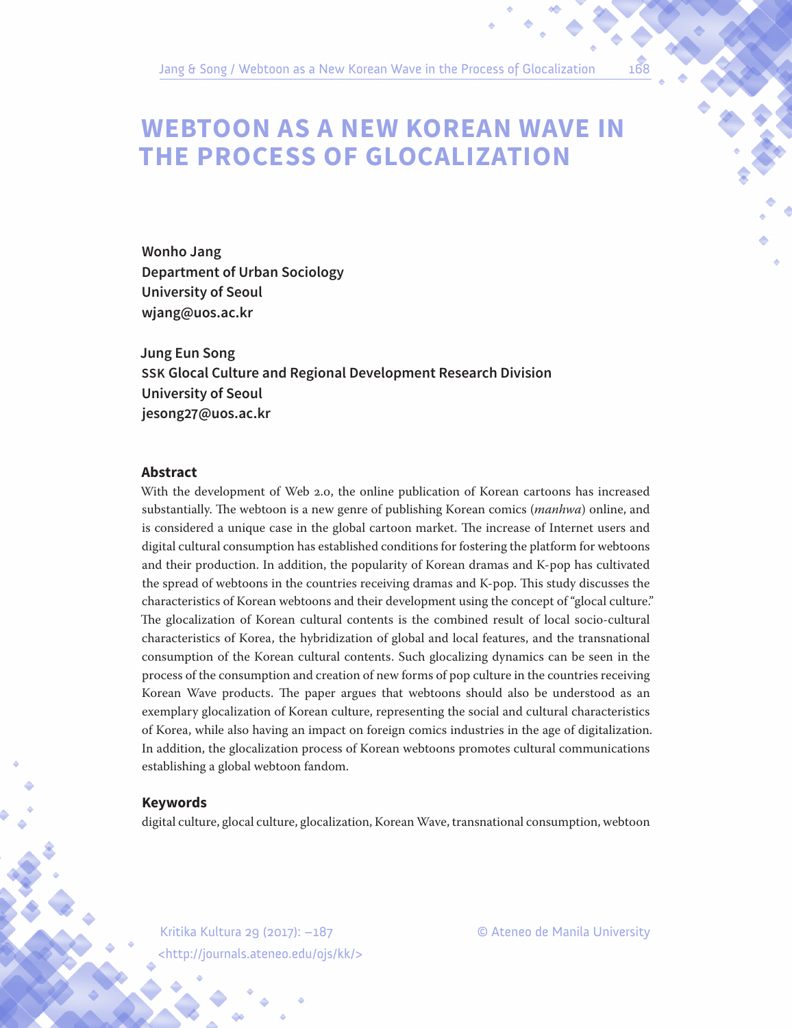# WEBTOON AS A NEW KOREAN WAVE IN THE PROCESS OF GLOCALIZATION

**Wonho Jang**
**Department of Urban Sociology**
**University of Seoul**
**wjang@uos.ac.kr**

**Jung Eun Song**
**SSK Glocal Culture and Regional Development Research Division**
**University of Seoul**
**jesong27@uos.ac.kr**

## Abstract

With the development of Web 2.0, the online publication of Korean cartoons has increased substantially. The webtoon is a new genre of publishing Korean comics (*manhwa*) online, and is considered a unique case in the global cartoon market. The increase of Internet users and digital cultural consumption has established conditions for fostering the platform for webtoons and their production. In addition, the popularity of Korean dramas and K-pop has cultivated the spread of webtoons in the countries receiving dramas and K-pop. This study discusses the characteristics of Korean webtoons and their development using the concept of "glocal culture." The glocalization of Korean cultural contents is the combined result of local socio-cultural characteristics of Korea, the hybridization of global and local features, and the transnational consumption of the Korean cultural contents. Such glocalizing dynamics can be seen in the process of the consumption and creation of new forms of pop culture in the countries receiving Korean Wave products. The paper argues that webtoons should also be understood as an exemplary glocalization of Korean culture, representing the social and cultural characteristics of Korea, while also having an impact on foreign comics industries in the age of digitalization. In addition, the glocalization process of Korean webtoons promotes cultural communications establishing a global webtoon fandom.

## Keywords

digital culture, glocal culture, glocalization, Korean Wave, transnational consumption, webtoon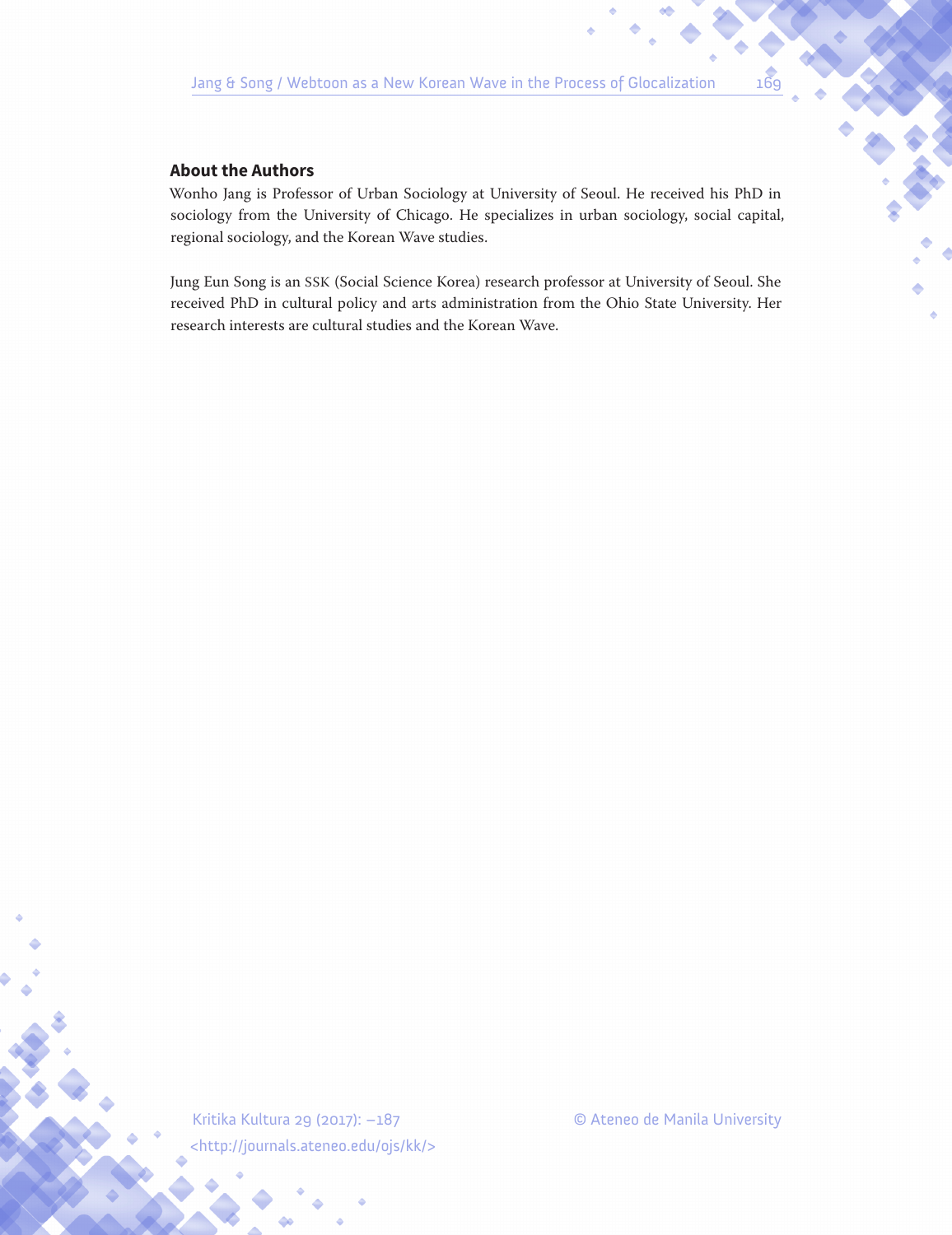## About the Authors

Wonho Jang is Professor of Urban Sociology at University of Seoul. He received his PhD in sociology from the University of Chicago. He specializes in urban sociology, social capital, regional sociology, and the Korean Wave studies.

Jung Eun Song is an SSK (Social Science Korea) research professor at University of Seoul. She received PhD in cultural policy and arts administration from the Ohio State University. Her research interests are cultural studies and the Korean Wave.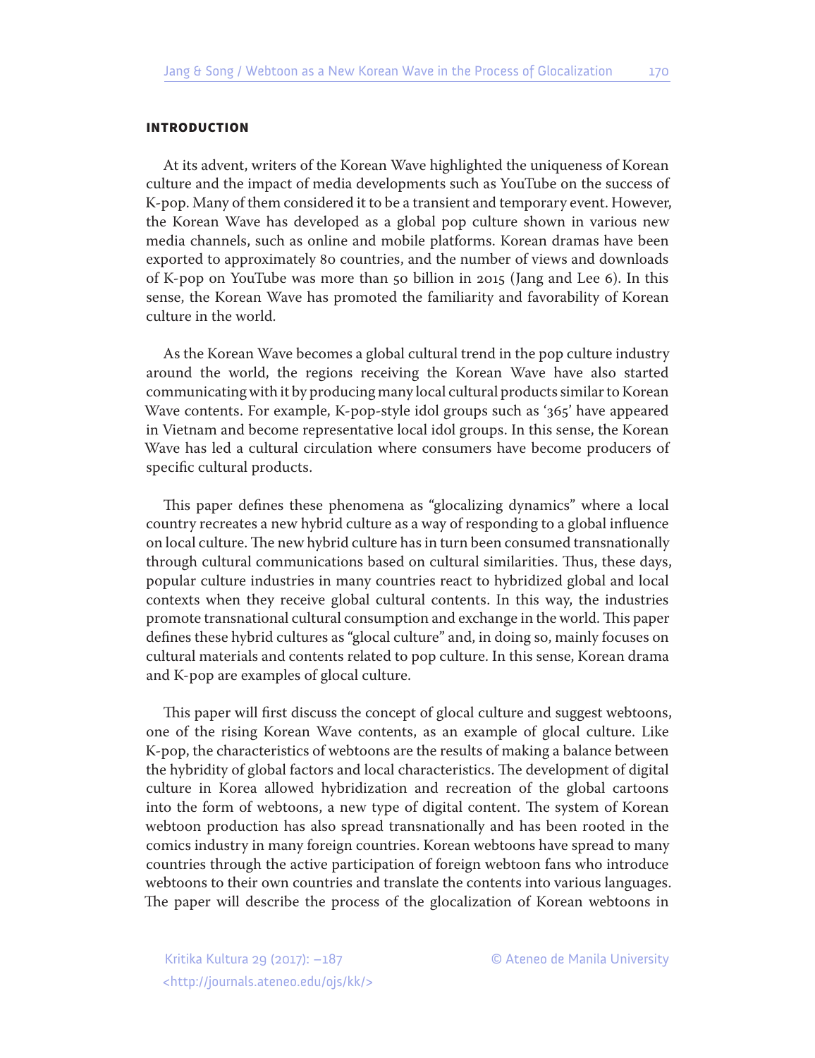## INTRODUCTION

At its advent, writers of the Korean Wave highlighted the uniqueness of Korean culture and the impact of media developments such as YouTube on the success of K-pop. Many of them considered it to be a transient and temporary event. However, the Korean Wave has developed as a global pop culture shown in various new media channels, such as online and mobile platforms. Korean dramas have been exported to approximately 80 countries, and the number of views and downloads of K-pop on YouTube was more than 50 billion in 2015 (Jang and Lee 6). In this sense, the Korean Wave has promoted the familiarity and favorability of Korean culture in the world.

As the Korean Wave becomes a global cultural trend in the pop culture industry around the world, the regions receiving the Korean Wave have also started communicating with it by producing many local cultural products similar to Korean Wave contents. For example, K-pop-style idol groups such as '365' have appeared in Vietnam and become representative local idol groups. In this sense, the Korean Wave has led a cultural circulation where consumers have become producers of specific cultural products.

This paper defines these phenomena as "glocalizing dynamics" where a local country recreates a new hybrid culture as a way of responding to a global influence on local culture. The new hybrid culture has in turn been consumed transnationally through cultural communications based on cultural similarities. Thus, these days, popular culture industries in many countries react to hybridized global and local contexts when they receive global cultural contents. In this way, the industries promote transnational cultural consumption and exchange in the world. This paper defines these hybrid cultures as "glocal culture" and, in doing so, mainly focuses on cultural materials and contents related to pop culture. In this sense, Korean drama and K-pop are examples of glocal culture.

This paper will first discuss the concept of glocal culture and suggest webtoons, one of the rising Korean Wave contents, as an example of glocal culture. Like K-pop, the characteristics of webtoons are the results of making a balance between the hybridity of global factors and local characteristics. The development of digital culture in Korea allowed hybridization and recreation of the global cartoons into the form of webtoons, a new type of digital content. The system of Korean webtoon production has also spread transnationally and has been rooted in the comics industry in many foreign countries. Korean webtoons have spread to many countries through the active participation of foreign webtoon fans who introduce webtoons to their own countries and translate the contents into various languages. The paper will describe the process of the glocalization of Korean webtoons in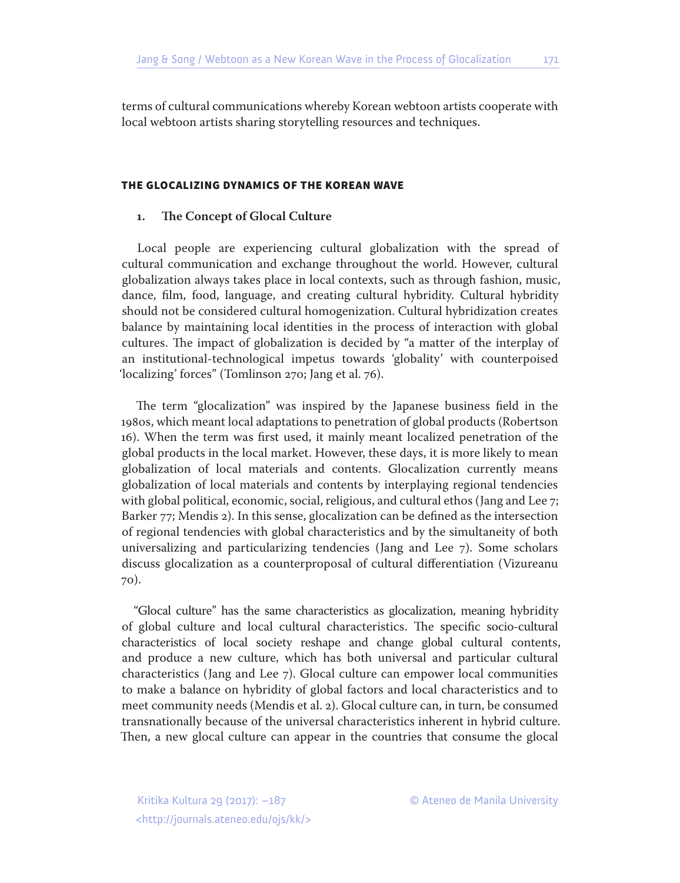terms of cultural communications whereby Korean webtoon artists cooperate with local webtoon artists sharing storytelling resources and techniques.

## THE GLOCALIZING DYNAMICS OF THE KOREAN WAVE

### 1. The Concept of Glocal Culture

Local people are experiencing cultural globalization with the spread of cultural communication and exchange throughout the world. However, cultural globalization always takes place in local contexts, such as through fashion, music, dance, film, food, language, and creating cultural hybridity. Cultural hybridity should not be considered cultural homogenization. Cultural hybridization creates balance by maintaining local identities in the process of interaction with global cultures. The impact of globalization is decided by "a matter of the interplay of an institutional-technological impetus towards 'globality' with counterpoised 'localizing' forces" (Tomlinson 270; Jang et al. 76).

The term "glocalization" was inspired by the Japanese business field in the 1980s, which meant local adaptations to penetration of global products (Robertson 16). When the term was first used, it mainly meant localized penetration of the global products in the local market. However, these days, it is more likely to mean globalization of local materials and contents. Glocalization currently means globalization of local materials and contents by interplaying regional tendencies with global political, economic, social, religious, and cultural ethos (Jang and Lee 7; Barker 77; Mendis 2). In this sense, glocalization can be defined as the intersection of regional tendencies with global characteristics and by the simultaneity of both universalizing and particularizing tendencies (Jang and Lee 7). Some scholars discuss glocalization as a counterproposal of cultural differentiation (Vizureanu 70).

"Glocal culture" has the same characteristics as glocalization, meaning hybridity of global culture and local cultural characteristics. The specific socio-cultural characteristics of local society reshape and change global cultural contents, and produce a new culture, which has both universal and particular cultural characteristics (Jang and Lee 7). Glocal culture can empower local communities to make a balance on hybridity of global factors and local characteristics and to meet community needs (Mendis et al. 2). Glocal culture can, in turn, be consumed transnationally because of the universal characteristics inherent in hybrid culture. Then, a new glocal culture can appear in the countries that consume the glocal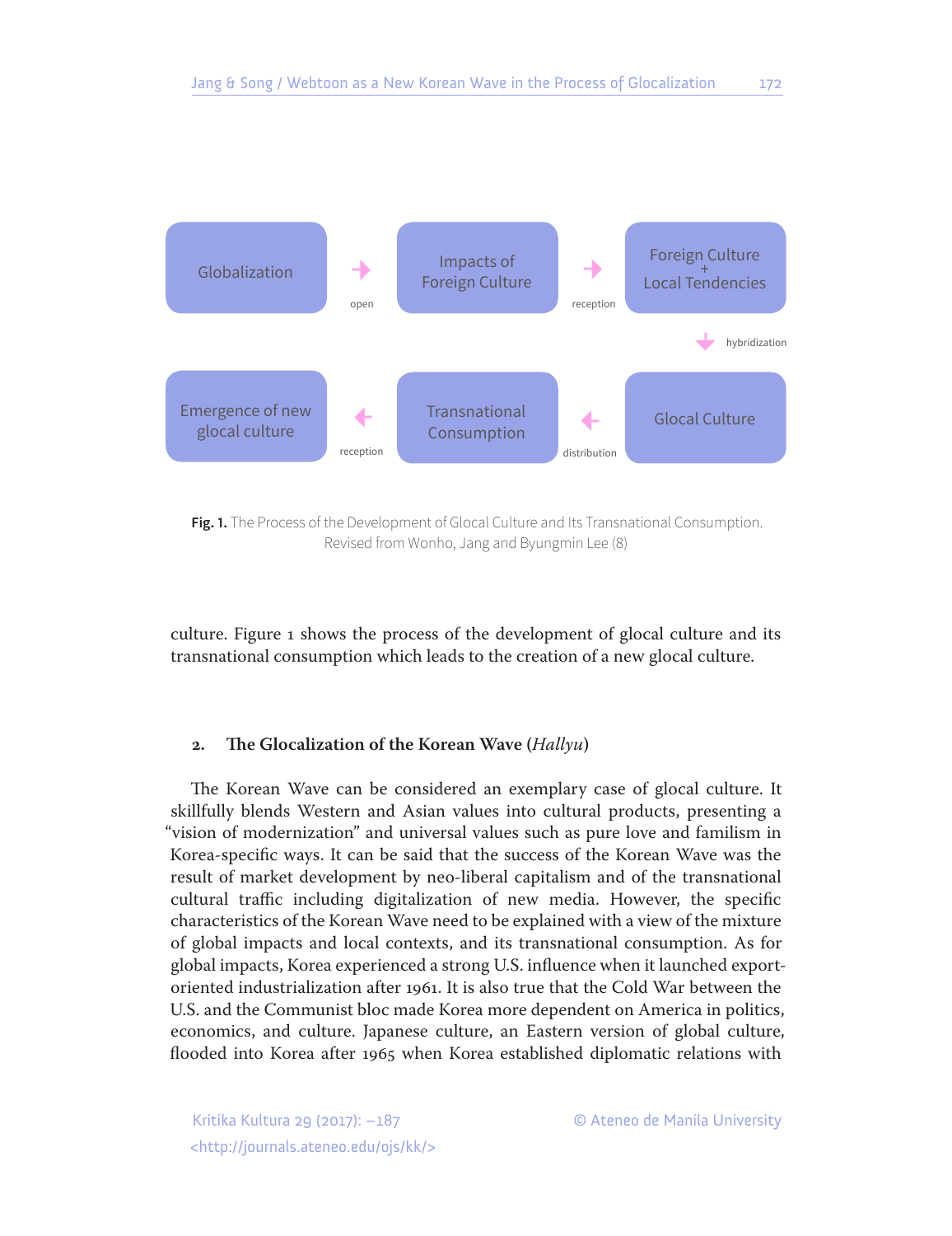Globalization → (open) → Impacts of Foreign Culture → (reception) → Foreign Culture + Local Tendencies → (hybridization) → Glocal Culture → (distribution) → Transnational Consumption → (reception) → Emergence of new glocal culture

**Fig. 1.** The Process of the Development of Glocal Culture and Its Transnational Consumption. Revised from Wonho, Jang and Byungmin Lee (8)

culture. Figure 1 shows the process of the development of glocal culture and its transnational consumption which leads to the creation of a new glocal culture.

## 2. The Glocalization of the Korean Wave (*Hallyu*)

The Korean Wave can be considered an exemplary case of glocal culture. It skillfully blends Western and Asian values into cultural products, presenting a "vision of modernization" and universal values such as pure love and familism in Korea-specific ways. It can be said that the success of the Korean Wave was the result of market development by neo-liberal capitalism and of the transnational cultural traffic including digitalization of new media. However, the specific characteristics of the Korean Wave need to be explained with a view of the mixture of global impacts and local contexts, and its transnational consumption. As for global impacts, Korea experienced a strong U.S. influence when it launched export-oriented industrialization after 1961. It is also true that the Cold War between the U.S. and the Communist bloc made Korea more dependent on America in politics, economics, and culture. Japanese culture, an Eastern version of global culture, flooded into Korea after 1965 when Korea established diplomatic relations with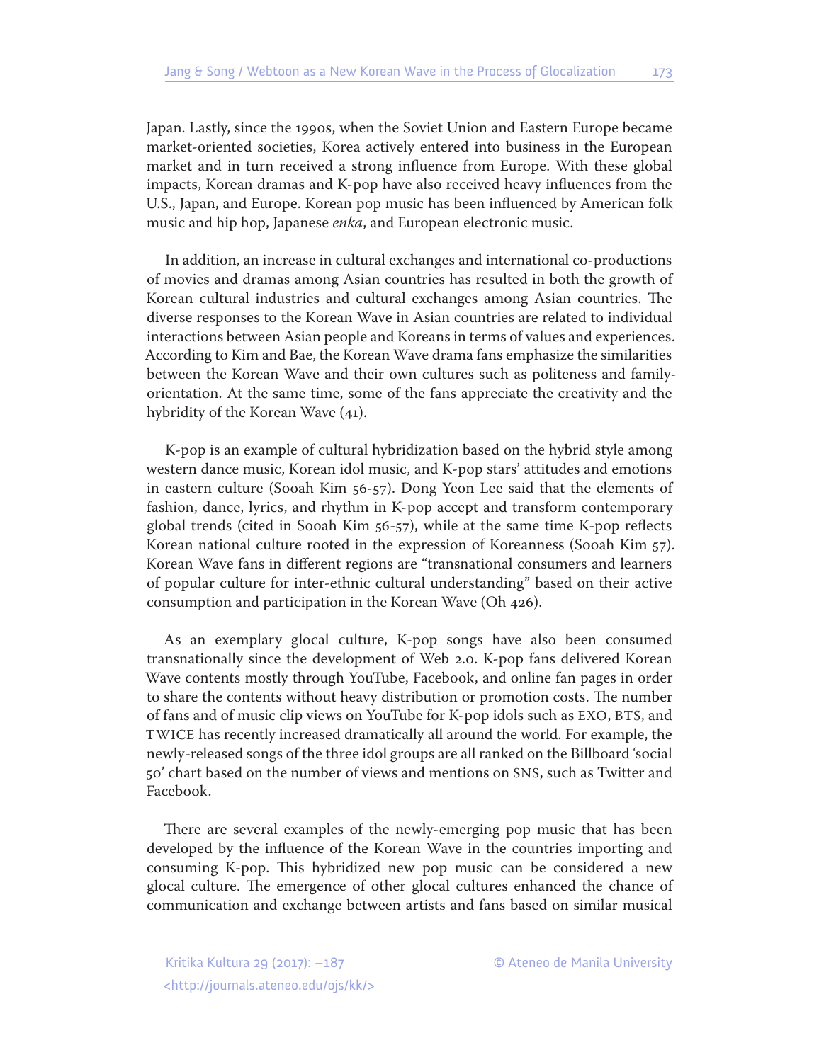Japan. Lastly, since the 1990s, when the Soviet Union and Eastern Europe became market-oriented societies, Korea actively entered into business in the European market and in turn received a strong influence from Europe. With these global impacts, Korean dramas and K-pop have also received heavy influences from the U.S., Japan, and Europe. Korean pop music has been influenced by American folk music and hip hop, Japanese *enka*, and European electronic music.

In addition, an increase in cultural exchanges and international co-productions of movies and dramas among Asian countries has resulted in both the growth of Korean cultural industries and cultural exchanges among Asian countries. The diverse responses to the Korean Wave in Asian countries are related to individual interactions between Asian people and Koreans in terms of values and experiences. According to Kim and Bae, the Korean Wave drama fans emphasize the similarities between the Korean Wave and their own cultures such as politeness and family-orientation. At the same time, some of the fans appreciate the creativity and the hybridity of the Korean Wave (41).

K-pop is an example of cultural hybridization based on the hybrid style among western dance music, Korean idol music, and K-pop stars' attitudes and emotions in eastern culture (Sooah Kim 56-57). Dong Yeon Lee said that the elements of fashion, dance, lyrics, and rhythm in K-pop accept and transform contemporary global trends (cited in Sooah Kim 56-57), while at the same time K-pop reflects Korean national culture rooted in the expression of Koreanness (Sooah Kim 57). Korean Wave fans in different regions are "transnational consumers and learners of popular culture for inter-ethnic cultural understanding" based on their active consumption and participation in the Korean Wave (Oh 426).

As an exemplary glocal culture, K-pop songs have also been consumed transnationally since the development of Web 2.0. K-pop fans delivered Korean Wave contents mostly through YouTube, Facebook, and online fan pages in order to share the contents without heavy distribution or promotion costs. The number of fans and of music clip views on YouTube for K-pop idols such as EXO, BTS, and TWICE has recently increased dramatically all around the world. For example, the newly-released songs of the three idol groups are all ranked on the Billboard 'social 50' chart based on the number of views and mentions on SNS, such as Twitter and Facebook.

There are several examples of the newly-emerging pop music that has been developed by the influence of the Korean Wave in the countries importing and consuming K-pop. This hybridized new pop music can be considered a new glocal culture. The emergence of other glocal cultures enhanced the chance of communication and exchange between artists and fans based on similar musical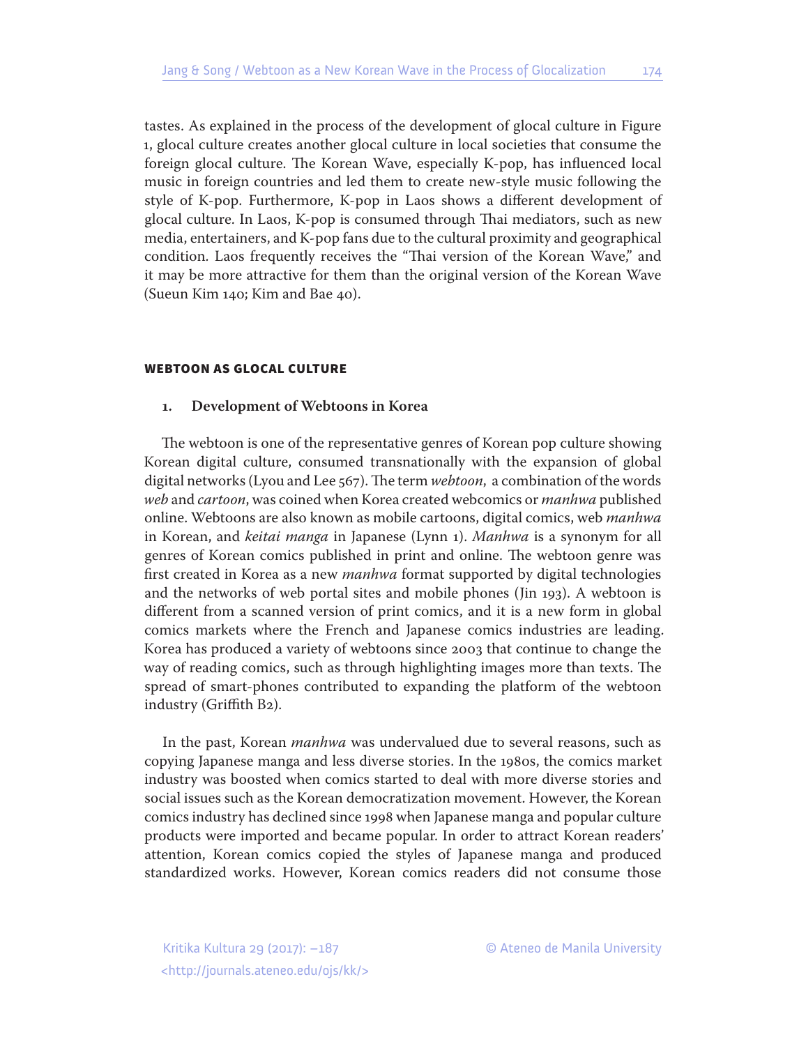tastes. As explained in the process of the development of glocal culture in Figure 1, glocal culture creates another glocal culture in local societies that consume the foreign glocal culture. The Korean Wave, especially K-pop, has influenced local music in foreign countries and led them to create new-style music following the style of K-pop. Furthermore, K-pop in Laos shows a different development of glocal culture. In Laos, K-pop is consumed through Thai mediators, such as new media, entertainers, and K-pop fans due to the cultural proximity and geographical condition. Laos frequently receives the "Thai version of the Korean Wave," and it may be more attractive for them than the original version of the Korean Wave (Sueun Kim 140; Kim and Bae 40).

## WEBTOON AS GLOCAL CULTURE

### 1. Development of Webtoons in Korea

The webtoon is one of the representative genres of Korean pop culture showing Korean digital culture, consumed transnationally with the expansion of global digital networks (Lyou and Lee 567). The term *webtoon*, a combination of the words *web* and *cartoon*, was coined when Korea created webcomics or *manhwa* published online. Webtoons are also known as mobile cartoons, digital comics, web *manhwa* in Korean, and *keitai manga* in Japanese (Lynn 1). *Manhwa* is a synonym for all genres of Korean comics published in print and online. The webtoon genre was first created in Korea as a new *manhwa* format supported by digital technologies and the networks of web portal sites and mobile phones (Jin 193). A webtoon is different from a scanned version of print comics, and it is a new form in global comics markets where the French and Japanese comics industries are leading. Korea has produced a variety of webtoons since 2003 that continue to change the way of reading comics, such as through highlighting images more than texts. The spread of smart-phones contributed to expanding the platform of the webtoon industry (Griffith B2).

In the past, Korean *manhwa* was undervalued due to several reasons, such as copying Japanese manga and less diverse stories. In the 1980s, the comics market industry was boosted when comics started to deal with more diverse stories and social issues such as the Korean democratization movement. However, the Korean comics industry has declined since 1998 when Japanese manga and popular culture products were imported and became popular. In order to attract Korean readers' attention, Korean comics copied the styles of Japanese manga and produced standardized works. However, Korean comics readers did not consume those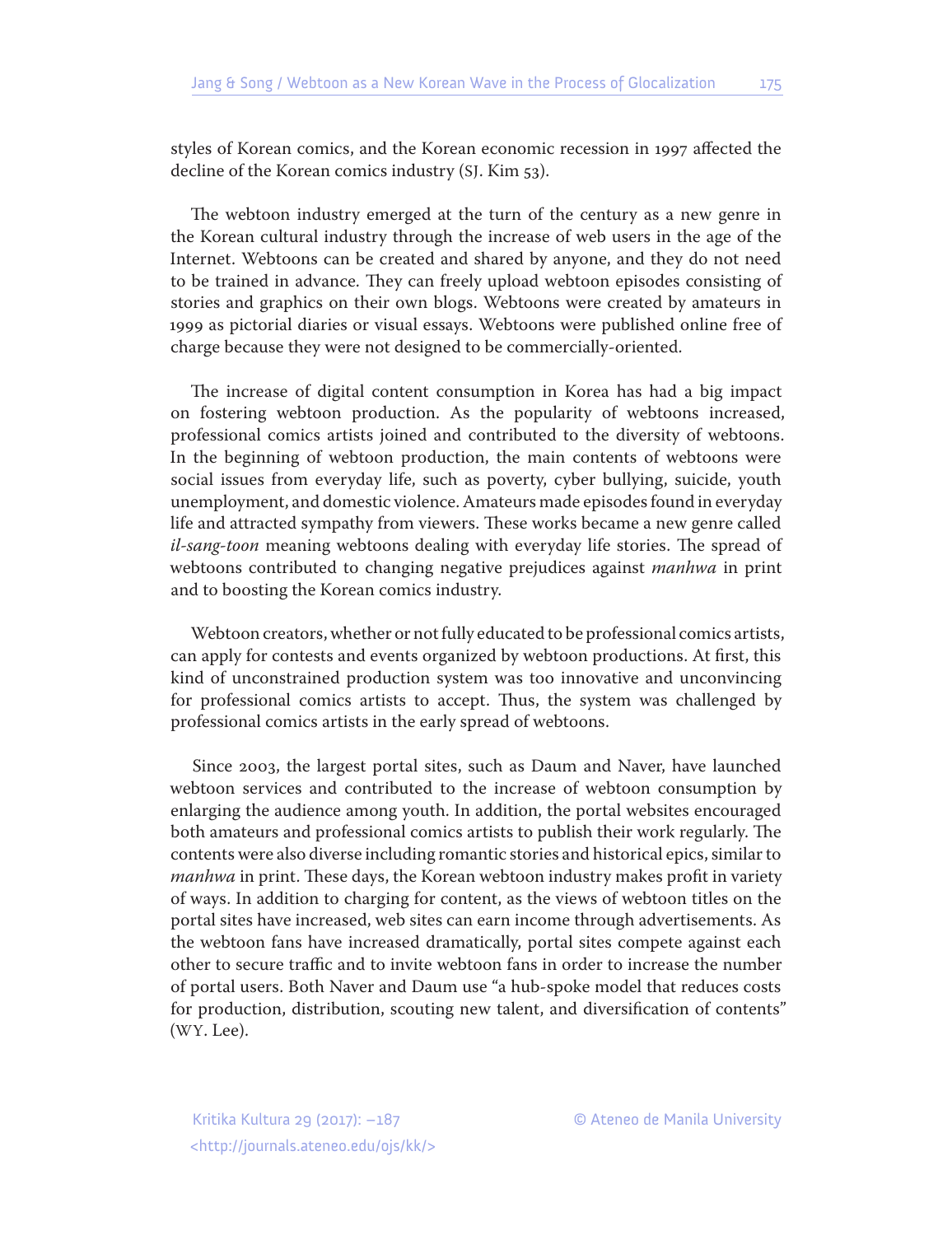styles of Korean comics, and the Korean economic recession in 1997 affected the decline of the Korean comics industry (SJ. Kim 53).

The webtoon industry emerged at the turn of the century as a new genre in the Korean cultural industry through the increase of web users in the age of the Internet. Webtoons can be created and shared by anyone, and they do not need to be trained in advance. They can freely upload webtoon episodes consisting of stories and graphics on their own blogs. Webtoons were created by amateurs in 1999 as pictorial diaries or visual essays. Webtoons were published online free of charge because they were not designed to be commercially-oriented.

The increase of digital content consumption in Korea has had a big impact on fostering webtoon production. As the popularity of webtoons increased, professional comics artists joined and contributed to the diversity of webtoons. In the beginning of webtoon production, the main contents of webtoons were social issues from everyday life, such as poverty, cyber bullying, suicide, youth unemployment, and domestic violence. Amateurs made episodes found in everyday life and attracted sympathy from viewers. These works became a new genre called *il-sang-toon* meaning webtoons dealing with everyday life stories. The spread of webtoons contributed to changing negative prejudices against *manhwa* in print and to boosting the Korean comics industry.

Webtoon creators, whether or not fully educated to be professional comics artists, can apply for contests and events organized by webtoon productions. At first, this kind of unconstrained production system was too innovative and unconvincing for professional comics artists to accept. Thus, the system was challenged by professional comics artists in the early spread of webtoons.

Since 2003, the largest portal sites, such as Daum and Naver, have launched webtoon services and contributed to the increase of webtoon consumption by enlarging the audience among youth. In addition, the portal websites encouraged both amateurs and professional comics artists to publish their work regularly. The contents were also diverse including romantic stories and historical epics, similar to *manhwa* in print. These days, the Korean webtoon industry makes profit in variety of ways. In addition to charging for content, as the views of webtoon titles on the portal sites have increased, web sites can earn income through advertisements. As the webtoon fans have increased dramatically, portal sites compete against each other to secure traffic and to invite webtoon fans in order to increase the number of portal users. Both Naver and Daum use "a hub-spoke model that reduces costs for production, distribution, scouting new talent, and diversification of contents" (WY. Lee).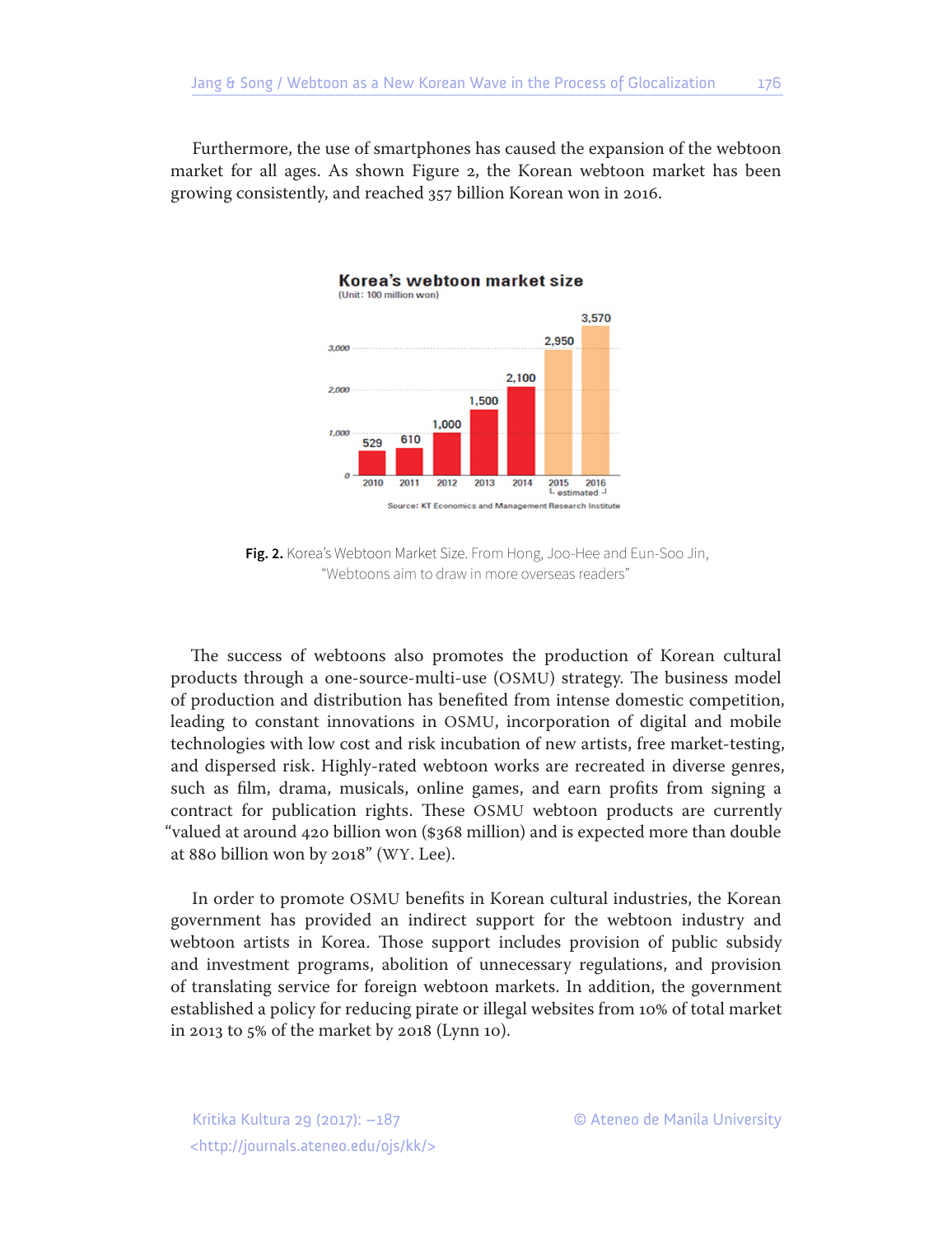Furthermore, the use of smartphones has caused the expansion of the webtoon market for all ages. As shown Figure 2, the Korean webtoon market has been growing consistently, and reached 357 billion Korean won in 2016.

**Korea's webtoon market size**
(Unit: 100 million won)

| Year | Market size |
|---|---|
| 2010 | 529 |
| 2011 | 610 |
| 2012 | 1,000 |
| 2013 | 1,500 |
| 2014 | 2,100 |
| 2015 (estimated) | 2,950 |
| 2016 (estimated) | 3,570 |

Source: KT Economics and Management Research Institute

**Fig. 2.** Korea's Webtoon Market Size. From Hong, Joo-Hee and Eun-Soo Jin, "Webtoons aim to draw in more overseas readers"

The success of webtoons also promotes the production of Korean cultural products through a one-source-multi-use (OSMU) strategy. The business model of production and distribution has benefited from intense domestic competition, leading to constant innovations in OSMU, incorporation of digital and mobile technologies with low cost and risk incubation of new artists, free market-testing, and dispersed risk. Highly-rated webtoon works are recreated in diverse genres, such as film, drama, musicals, online games, and earn profits from signing a contract for publication rights. These OSMU webtoon products are currently "valued at around 420 billion won ($368 million) and is expected more than double at 880 billion won by 2018" (WY. Lee).

In order to promote OSMU benefits in Korean cultural industries, the Korean government has provided an indirect support for the webtoon industry and webtoon artists in Korea. Those support includes provision of public subsidy and investment programs, abolition of unnecessary regulations, and provision of translating service for foreign webtoon markets. In addition, the government established a policy for reducing pirate or illegal websites from 10% of total market in 2013 to 5% of the market by 2018 (Lynn 10).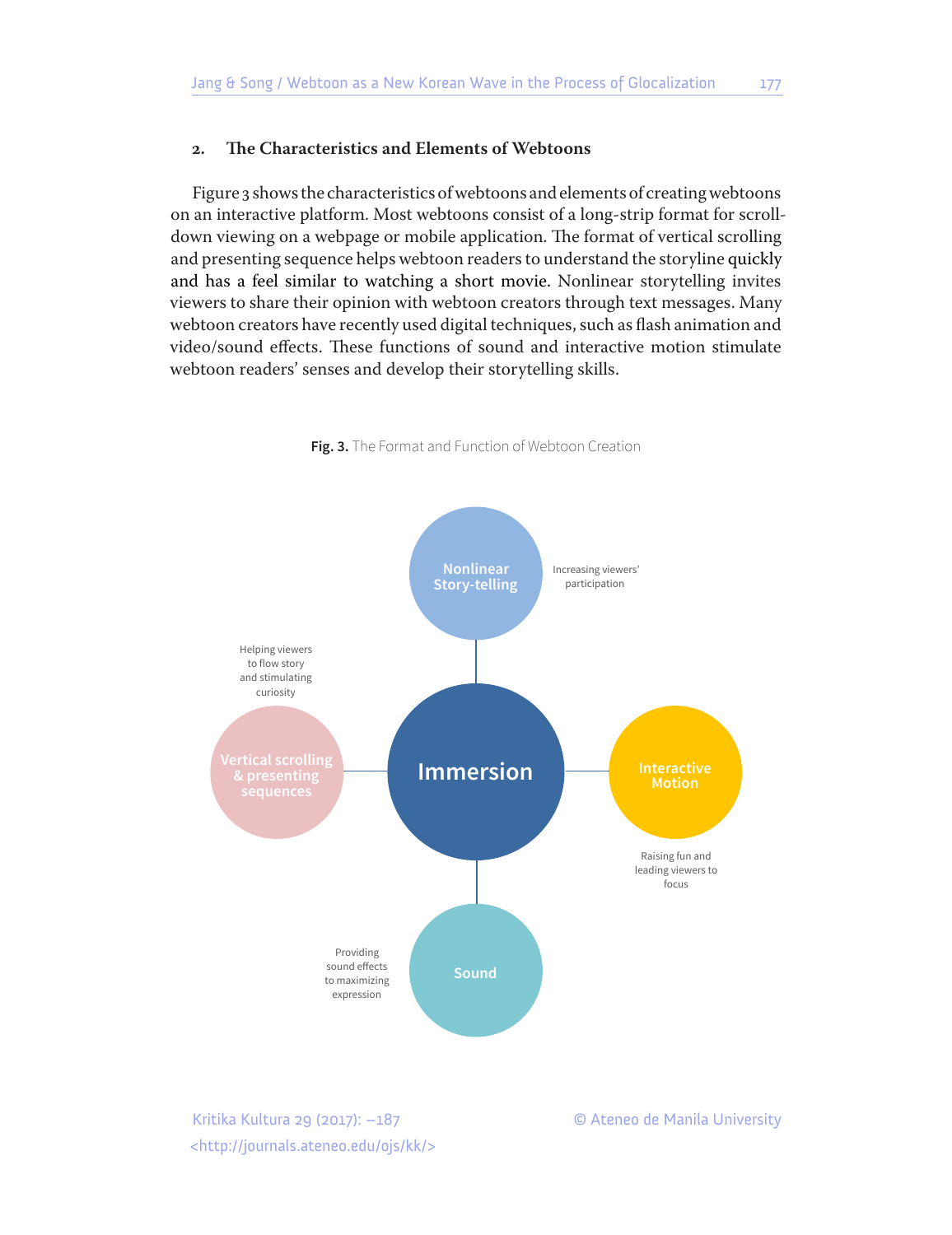## 2. The Characteristics and Elements of Webtoons

Figure 3 shows the characteristics of webtoons and elements of creating webtoons on an interactive platform. Most webtoons consist of a long-strip format for scroll-down viewing on a webpage or mobile application. The format of vertical scrolling and presenting sequence helps webtoon readers to understand the storyline quickly and has a feel similar to watching a short movie. Nonlinear storytelling invites viewers to share their opinion with webtoon creators through text messages. Many webtoon creators have recently used digital techniques, such as flash animation and video/sound effects. These functions of sound and interactive motion stimulate webtoon readers' senses and develop their storytelling skills.

**Fig. 3.** The Format and Function of Webtoon Creation

Nonlinear Story-telling — Increasing viewers' participation

Vertical scrolling & presenting sequences — Helping viewers to flow story and stimulating curiosity

Immersion

Interactive Motion — Raising fun and leading viewers to focus

Sound — Providing sound effects to maximizing expression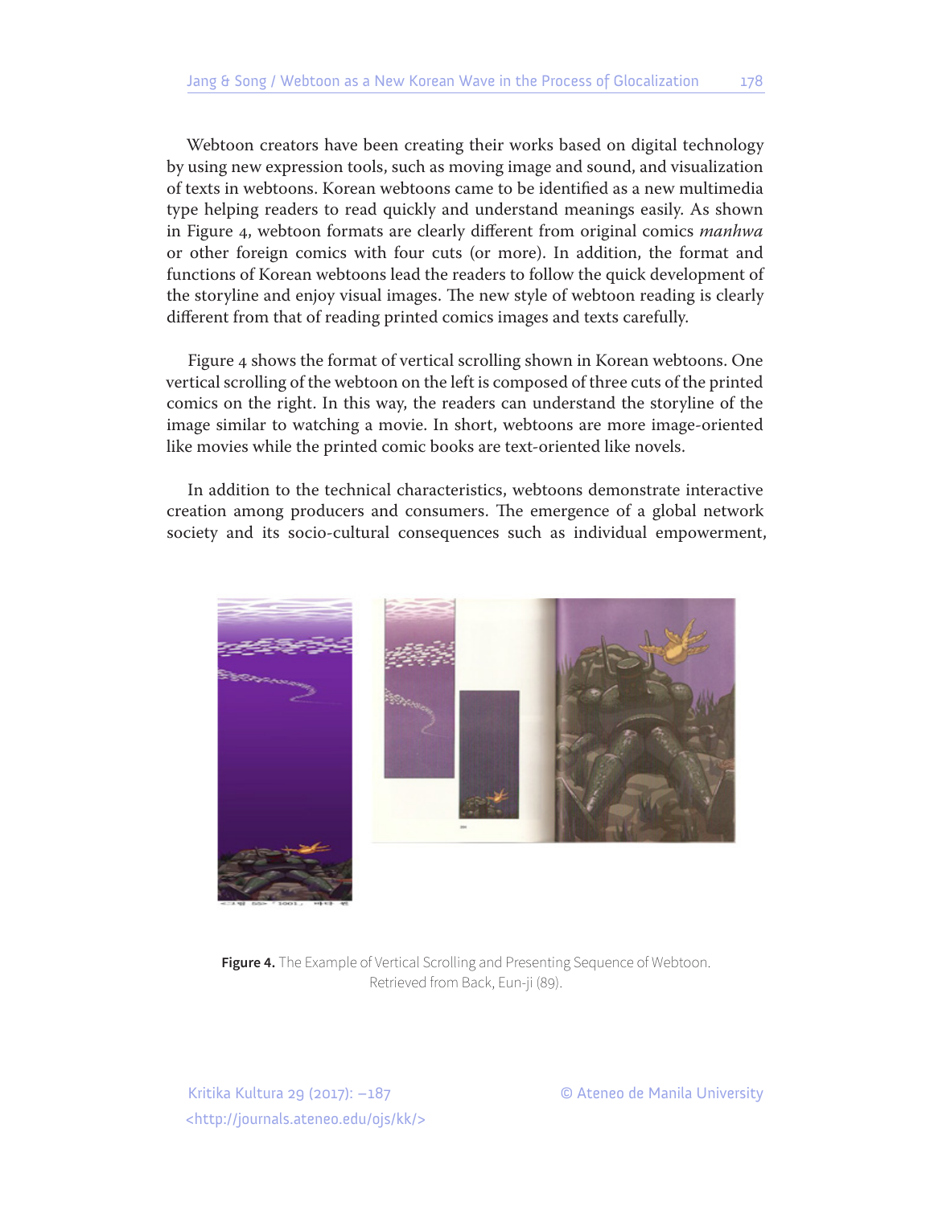Webtoon creators have been creating their works based on digital technology by using new expression tools, such as moving image and sound, and visualization of texts in webtoons. Korean webtoons came to be identified as a new multimedia type helping readers to read quickly and understand meanings easily. As shown in Figure 4, webtoon formats are clearly different from original comics *manhwa* or other foreign comics with four cuts (or more). In addition, the format and functions of Korean webtoons lead the readers to follow the quick development of the storyline and enjoy visual images. The new style of webtoon reading is clearly different from that of reading printed comics images and texts carefully.

Figure 4 shows the format of vertical scrolling shown in Korean webtoons. One vertical scrolling of the webtoon on the left is composed of three cuts of the printed comics on the right. In this way, the readers can understand the storyline of the image similar to watching a movie. In short, webtoons are more image-oriented like movies while the printed comic books are text-oriented like novels.

In addition to the technical characteristics, webtoons demonstrate interactive creation among producers and consumers. The emergence of a global network society and its socio-cultural consequences such as individual empowerment,

**Figure 4.** The Example of Vertical Scrolling and Presenting Sequence of Webtoon. Retrieved from Back, Eun-ji (89).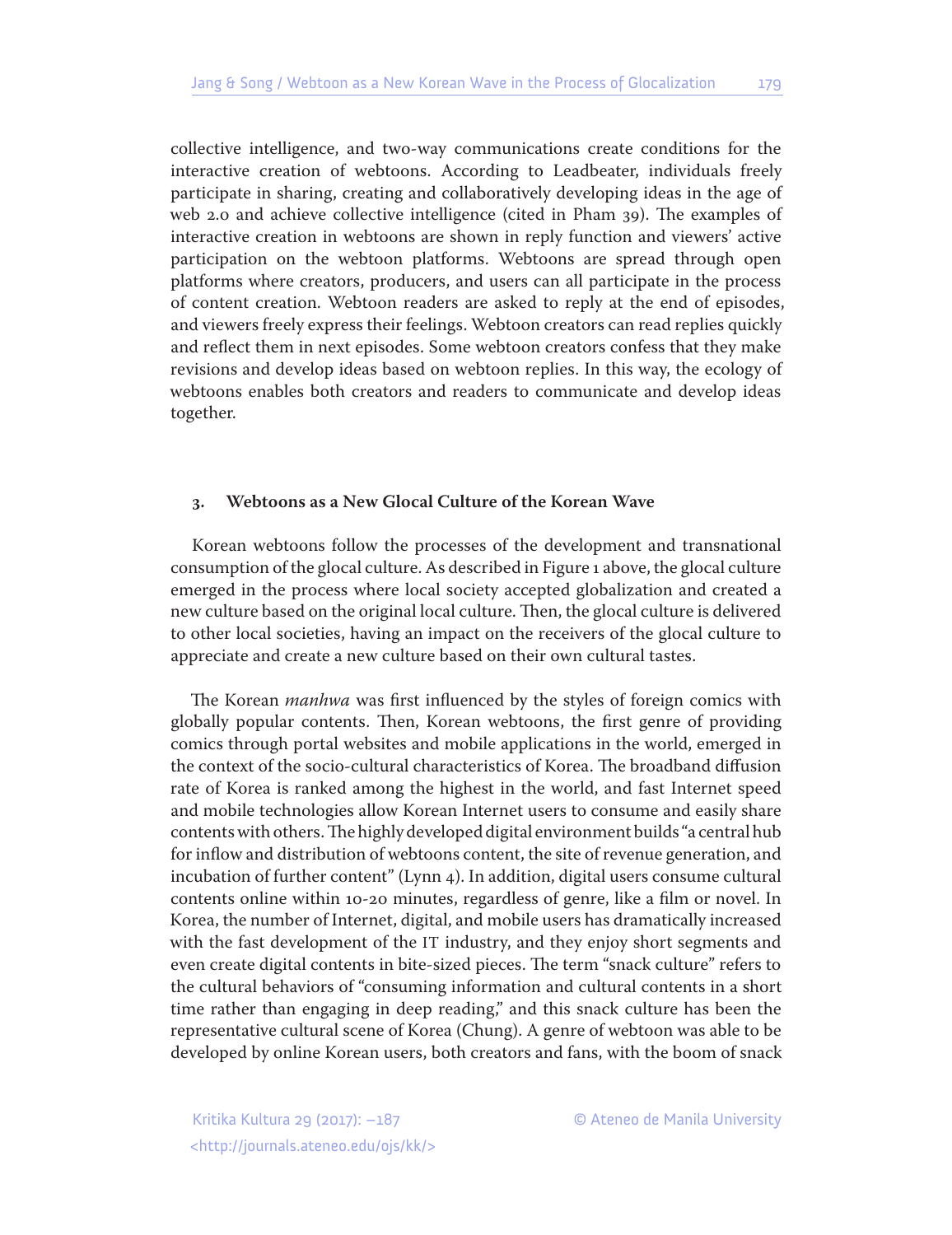collective intelligence, and two-way communications create conditions for the interactive creation of webtoons. According to Leadbeater, individuals freely participate in sharing, creating and collaboratively developing ideas in the age of web 2.0 and achieve collective intelligence (cited in Pham 39). The examples of interactive creation in webtoons are shown in reply function and viewers' active participation on the webtoon platforms. Webtoons are spread through open platforms where creators, producers, and users can all participate in the process of content creation. Webtoon readers are asked to reply at the end of episodes, and viewers freely express their feelings. Webtoon creators can read replies quickly and reflect them in next episodes. Some webtoon creators confess that they make revisions and develop ideas based on webtoon replies. In this way, the ecology of webtoons enables both creators and readers to communicate and develop ideas together.

## 3. Webtoons as a New Glocal Culture of the Korean Wave

Korean webtoons follow the processes of the development and transnational consumption of the glocal culture. As described in Figure 1 above, the glocal culture emerged in the process where local society accepted globalization and created a new culture based on the original local culture. Then, the glocal culture is delivered to other local societies, having an impact on the receivers of the glocal culture to appreciate and create a new culture based on their own cultural tastes.

The Korean *manhwa* was first influenced by the styles of foreign comics with globally popular contents. Then, Korean webtoons, the first genre of providing comics through portal websites and mobile applications in the world, emerged in the context of the socio-cultural characteristics of Korea. The broadband diffusion rate of Korea is ranked among the highest in the world, and fast Internet speed and mobile technologies allow Korean Internet users to consume and easily share contents with others. The highly developed digital environment builds "a central hub for inflow and distribution of webtoons content, the site of revenue generation, and incubation of further content" (Lynn 4). In addition, digital users consume cultural contents online within 10-20 minutes, regardless of genre, like a film or novel. In Korea, the number of Internet, digital, and mobile users has dramatically increased with the fast development of the IT industry, and they enjoy short segments and even create digital contents in bite-sized pieces. The term "snack culture" refers to the cultural behaviors of "consuming information and cultural contents in a short time rather than engaging in deep reading," and this snack culture has been the representative cultural scene of Korea (Chung). A genre of webtoon was able to be developed by online Korean users, both creators and fans, with the boom of snack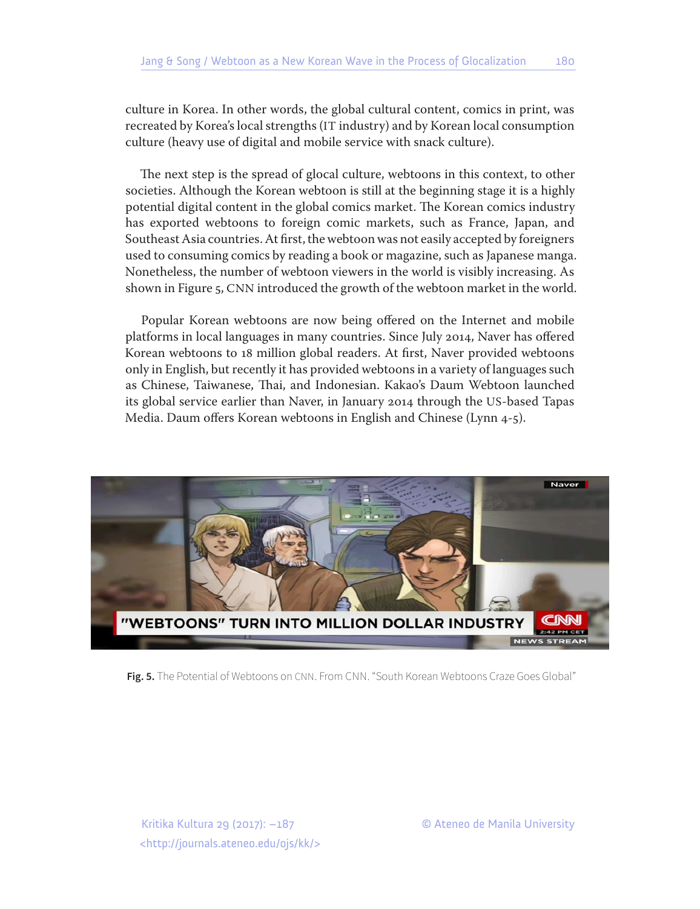culture in Korea. In other words, the global cultural content, comics in print, was recreated by Korea's local strengths (IT industry) and by Korean local consumption culture (heavy use of digital and mobile service with snack culture).

The next step is the spread of glocal culture, webtoons in this context, to other societies. Although the Korean webtoon is still at the beginning stage it is a highly potential digital content in the global comics market. The Korean comics industry has exported webtoons to foreign comic markets, such as France, Japan, and Southeast Asia countries. At first, the webtoon was not easily accepted by foreigners used to consuming comics by reading a book or magazine, such as Japanese manga. Nonetheless, the number of webtoon viewers in the world is visibly increasing. As shown in Figure 5, CNN introduced the growth of the webtoon market in the world.

Popular Korean webtoons are now being offered on the Internet and mobile platforms in local languages in many countries. Since July 2014, Naver has offered Korean webtoons to 18 million global readers. At first, Naver provided webtoons only in English, but recently it has provided webtoons in a variety of languages such as Chinese, Taiwanese, Thai, and Indonesian. Kakao's Daum Webtoon launched its global service earlier than Naver, in January 2014 through the US-based Tapas Media. Daum offers Korean webtoons in English and Chinese (Lynn 4-5).

**Fig. 5.** The Potential of Webtoons on CNN. From CNN. "South Korean Webtoons Craze Goes Global"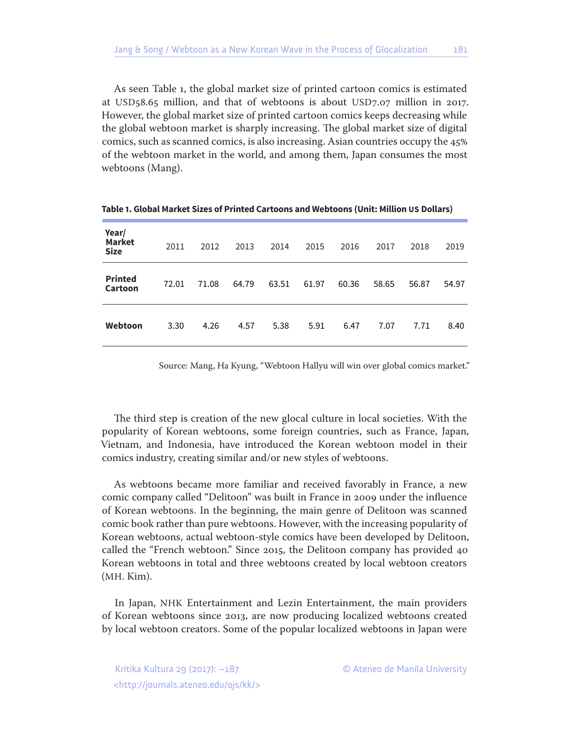As seen Table 1, the global market size of printed cartoon comics is estimated at USD58.65 million, and that of webtoons is about USD7.07 million in 2017. However, the global market size of printed cartoon comics keeps decreasing while the global webtoon market is sharply increasing. The global market size of digital comics, such as scanned comics, is also increasing. Asian countries occupy the 45% of the webtoon market in the world, and among them, Japan consumes the most webtoons (Mang).

**Table 1. Global Market Sizes of Printed Cartoons and Webtoons (Unit: Million US Dollars)**

| Year/ Market Size | 2011 | 2012 | 2013 | 2014 | 2015 | 2016 | 2017 | 2018 | 2019 |
|---|---|---|---|---|---|---|---|---|---|
| **Printed Cartoon** | 72.01 | 71.08 | 64.79 | 63.51 | 61.97 | 60.36 | 58.65 | 56.87 | 54.97 |
| **Webtoon** | 3.30 | 4.26 | 4.57 | 5.38 | 5.91 | 6.47 | 7.07 | 7.71 | 8.40 |

Source: Mang, Ha Kyung, "Webtoon Hallyu will win over global comics market."

The third step is creation of the new glocal culture in local societies. With the popularity of Korean webtoons, some foreign countries, such as France, Japan, Vietnam, and Indonesia, have introduced the Korean webtoon model in their comics industry, creating similar and/or new styles of webtoons.

As webtoons became more familiar and received favorably in France, a new comic company called "Delitoon" was built in France in 2009 under the influence of Korean webtoons. In the beginning, the main genre of Delitoon was scanned comic book rather than pure webtoons. However, with the increasing popularity of Korean webtoons, actual webtoon-style comics have been developed by Delitoon, called the "French webtoon." Since 2015, the Delitoon company has provided 40 Korean webtoons in total and three webtoons created by local webtoon creators (MH. Kim).

In Japan, NHK Entertainment and Lezin Entertainment, the main providers of Korean webtoons since 2013, are now producing localized webtoons created by local webtoon creators. Some of the popular localized webtoons in Japan were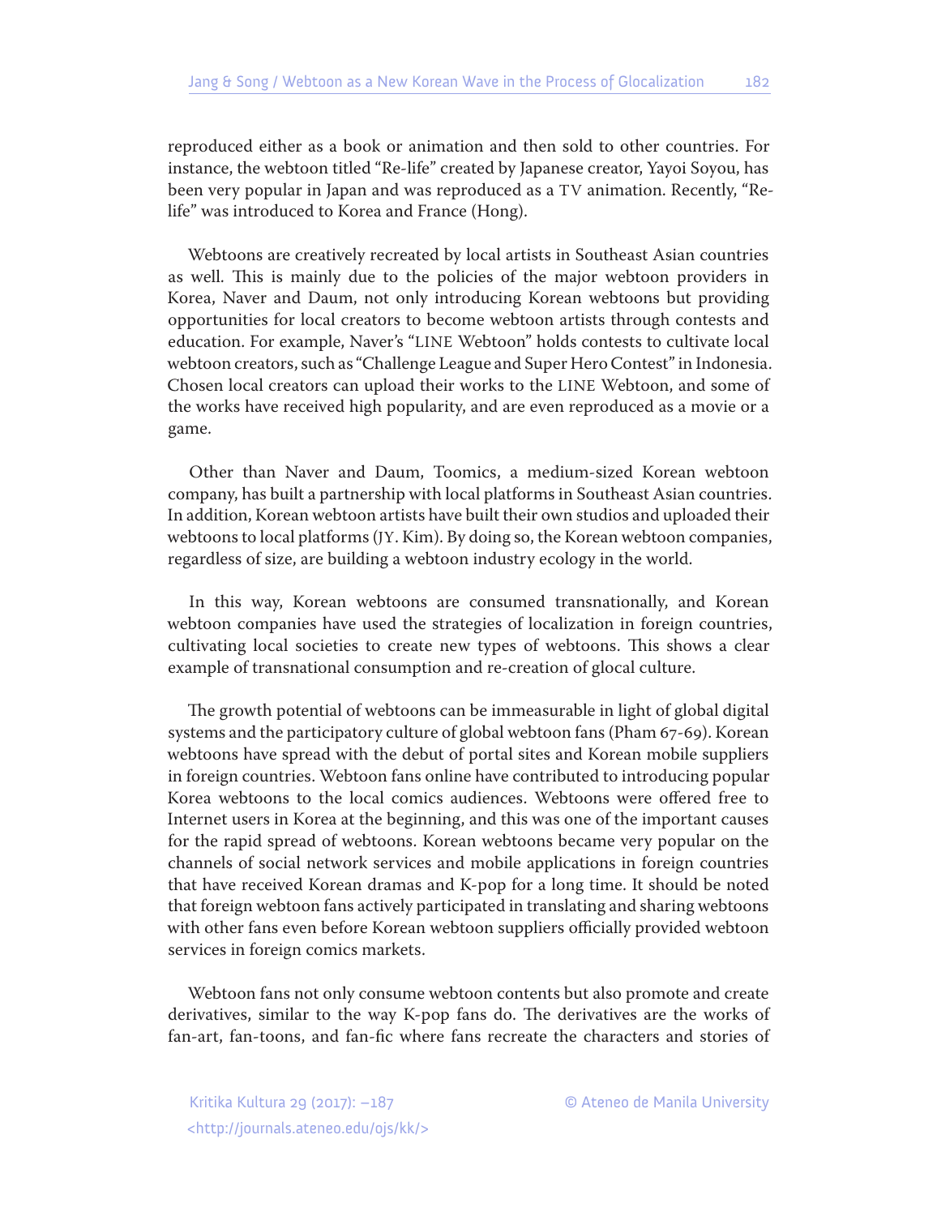reproduced either as a book or animation and then sold to other countries. For instance, the webtoon titled "Re-life" created by Japanese creator, Yayoi Soyou, has been very popular in Japan and was reproduced as a TV animation. Recently, "Re-life" was introduced to Korea and France (Hong).

Webtoons are creatively recreated by local artists in Southeast Asian countries as well. This is mainly due to the policies of the major webtoon providers in Korea, Naver and Daum, not only introducing Korean webtoons but providing opportunities for local creators to become webtoon artists through contests and education. For example, Naver's "LINE Webtoon" holds contests to cultivate local webtoon creators, such as "Challenge League and Super Hero Contest" in Indonesia. Chosen local creators can upload their works to the LINE Webtoon, and some of the works have received high popularity, and are even reproduced as a movie or a game.

Other than Naver and Daum, Toomics, a medium-sized Korean webtoon company, has built a partnership with local platforms in Southeast Asian countries. In addition, Korean webtoon artists have built their own studios and uploaded their webtoons to local platforms (JY. Kim). By doing so, the Korean webtoon companies, regardless of size, are building a webtoon industry ecology in the world.

In this way, Korean webtoons are consumed transnationally, and Korean webtoon companies have used the strategies of localization in foreign countries, cultivating local societies to create new types of webtoons. This shows a clear example of transnational consumption and re-creation of glocal culture.

The growth potential of webtoons can be immeasurable in light of global digital systems and the participatory culture of global webtoon fans (Pham 67-69). Korean webtoons have spread with the debut of portal sites and Korean mobile suppliers in foreign countries. Webtoon fans online have contributed to introducing popular Korea webtoons to the local comics audiences. Webtoons were offered free to Internet users in Korea at the beginning, and this was one of the important causes for the rapid spread of webtoons. Korean webtoons became very popular on the channels of social network services and mobile applications in foreign countries that have received Korean dramas and K-pop for a long time. It should be noted that foreign webtoon fans actively participated in translating and sharing webtoons with other fans even before Korean webtoon suppliers officially provided webtoon services in foreign comics markets.

Webtoon fans not only consume webtoon contents but also promote and create derivatives, similar to the way K-pop fans do. The derivatives are the works of fan-art, fan-toons, and fan-fic where fans recreate the characters and stories of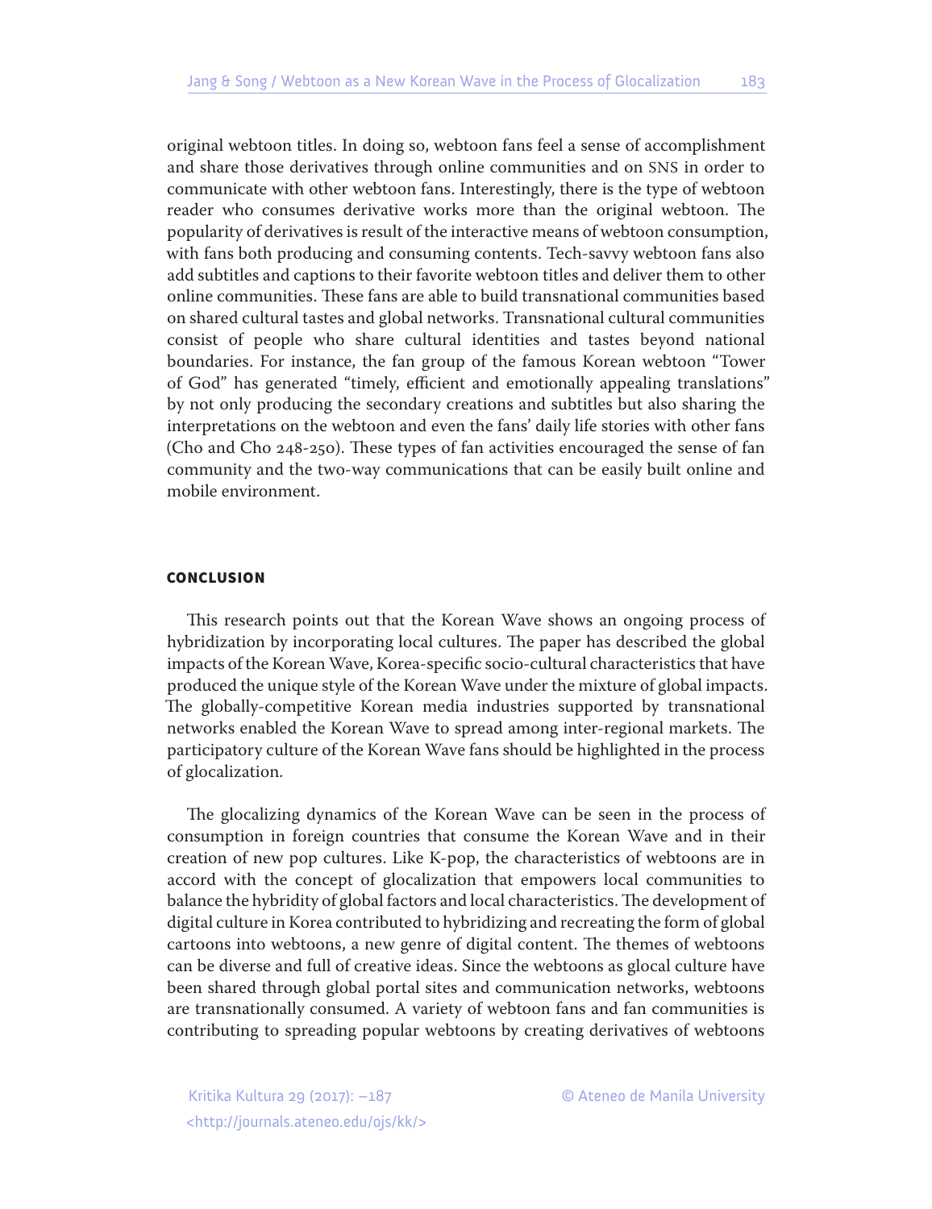original webtoon titles. In doing so, webtoon fans feel a sense of accomplishment and share those derivatives through online communities and on SNS in order to communicate with other webtoon fans. Interestingly, there is the type of webtoon reader who consumes derivative works more than the original webtoon. The popularity of derivatives is result of the interactive means of webtoon consumption, with fans both producing and consuming contents. Tech-savvy webtoon fans also add subtitles and captions to their favorite webtoon titles and deliver them to other online communities. These fans are able to build transnational communities based on shared cultural tastes and global networks. Transnational cultural communities consist of people who share cultural identities and tastes beyond national boundaries. For instance, the fan group of the famous Korean webtoon "Tower of God" has generated "timely, efficient and emotionally appealing translations" by not only producing the secondary creations and subtitles but also sharing the interpretations on the webtoon and even the fans' daily life stories with other fans (Cho and Cho 248-250). These types of fan activities encouraged the sense of fan community and the two-way communications that can be easily built online and mobile environment.

## CONCLUSION

This research points out that the Korean Wave shows an ongoing process of hybridization by incorporating local cultures. The paper has described the global impacts of the Korean Wave, Korea-specific socio-cultural characteristics that have produced the unique style of the Korean Wave under the mixture of global impacts. The globally-competitive Korean media industries supported by transnational networks enabled the Korean Wave to spread among inter-regional markets. The participatory culture of the Korean Wave fans should be highlighted in the process of glocalization.

The glocalizing dynamics of the Korean Wave can be seen in the process of consumption in foreign countries that consume the Korean Wave and in their creation of new pop cultures. Like K-pop, the characteristics of webtoons are in accord with the concept of glocalization that empowers local communities to balance the hybridity of global factors and local characteristics. The development of digital culture in Korea contributed to hybridizing and recreating the form of global cartoons into webtoons, a new genre of digital content. The themes of webtoons can be diverse and full of creative ideas. Since the webtoons as glocal culture have been shared through global portal sites and communication networks, webtoons are transnationally consumed. A variety of webtoon fans and fan communities is contributing to spreading popular webtoons by creating derivatives of webtoons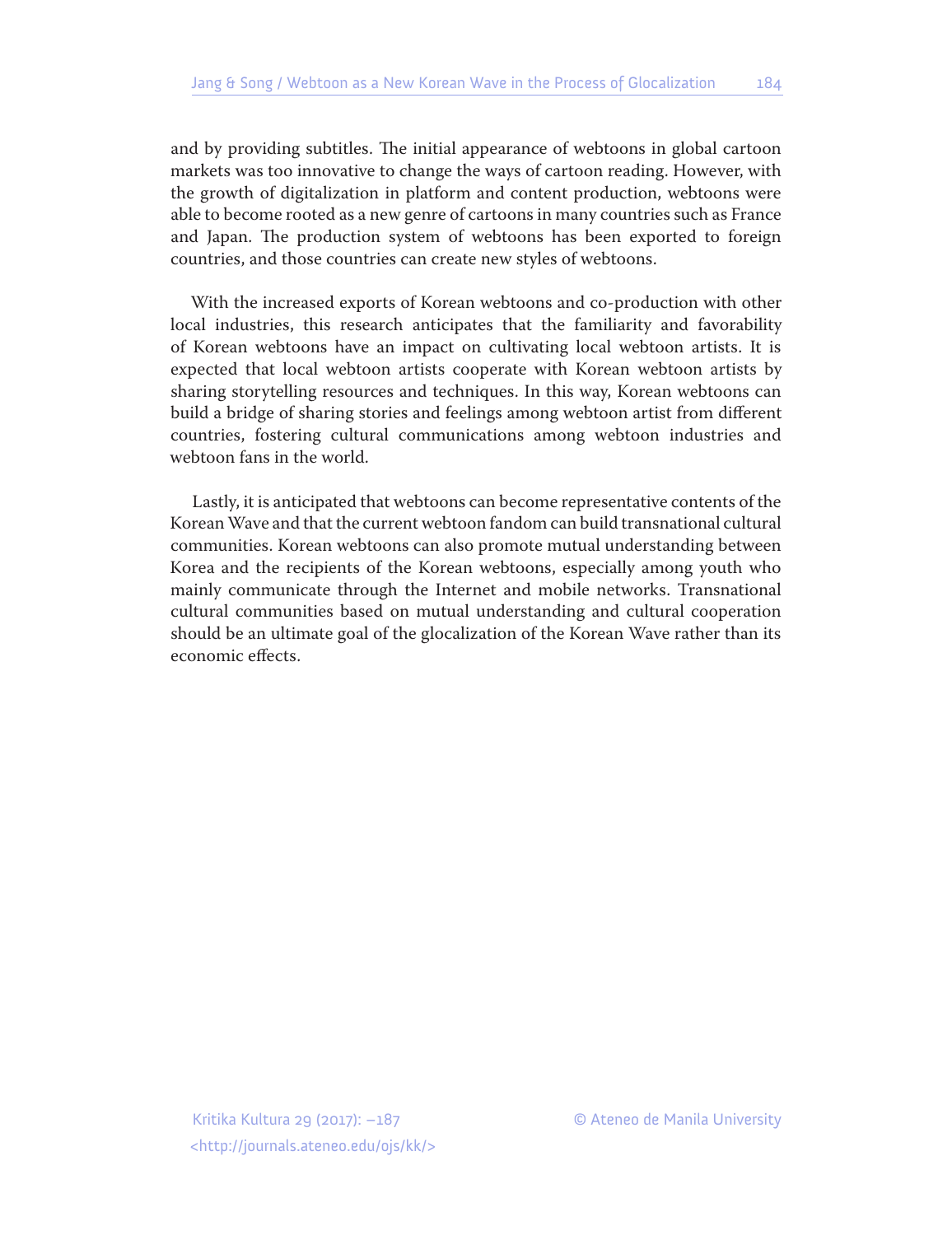and by providing subtitles. The initial appearance of webtoons in global cartoon markets was too innovative to change the ways of cartoon reading. However, with the growth of digitalization in platform and content production, webtoons were able to become rooted as a new genre of cartoons in many countries such as France and Japan. The production system of webtoons has been exported to foreign countries, and those countries can create new styles of webtoons.

With the increased exports of Korean webtoons and co-production with other local industries, this research anticipates that the familiarity and favorability of Korean webtoons have an impact on cultivating local webtoon artists. It is expected that local webtoon artists cooperate with Korean webtoon artists by sharing storytelling resources and techniques. In this way, Korean webtoons can build a bridge of sharing stories and feelings among webtoon artist from different countries, fostering cultural communications among webtoon industries and webtoon fans in the world.

Lastly, it is anticipated that webtoons can become representative contents of the Korean Wave and that the current webtoon fandom can build transnational cultural communities. Korean webtoons can also promote mutual understanding between Korea and the recipients of the Korean webtoons, especially among youth who mainly communicate through the Internet and mobile networks. Transnational cultural communities based on mutual understanding and cultural cooperation should be an ultimate goal of the glocalization of the Korean Wave rather than its economic effects.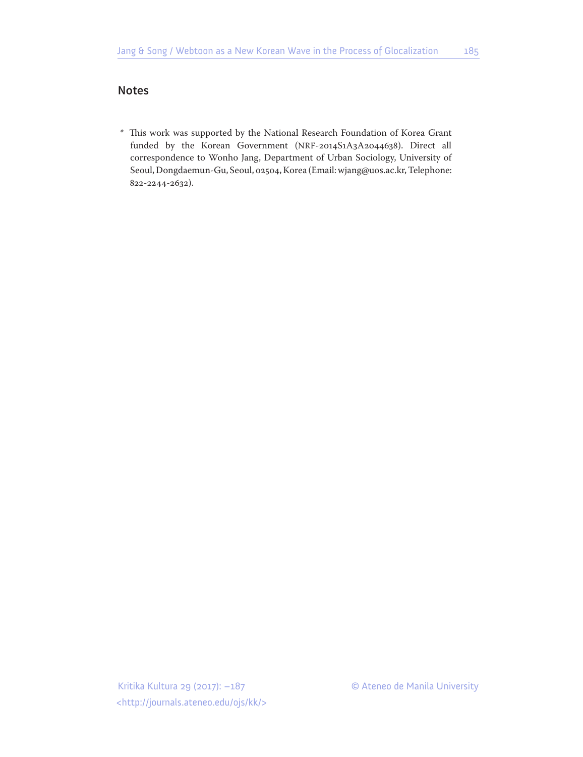## Notes

\* This work was supported by the National Research Foundation of Korea Grant funded by the Korean Government (NRF-2014S1A3A2044638). Direct all correspondence to Wonho Jang, Department of Urban Sociology, University of Seoul, Dongdaemun-Gu, Seoul, 02504, Korea (Email: wjang@uos.ac.kr, Telephone: 822-2244-2632).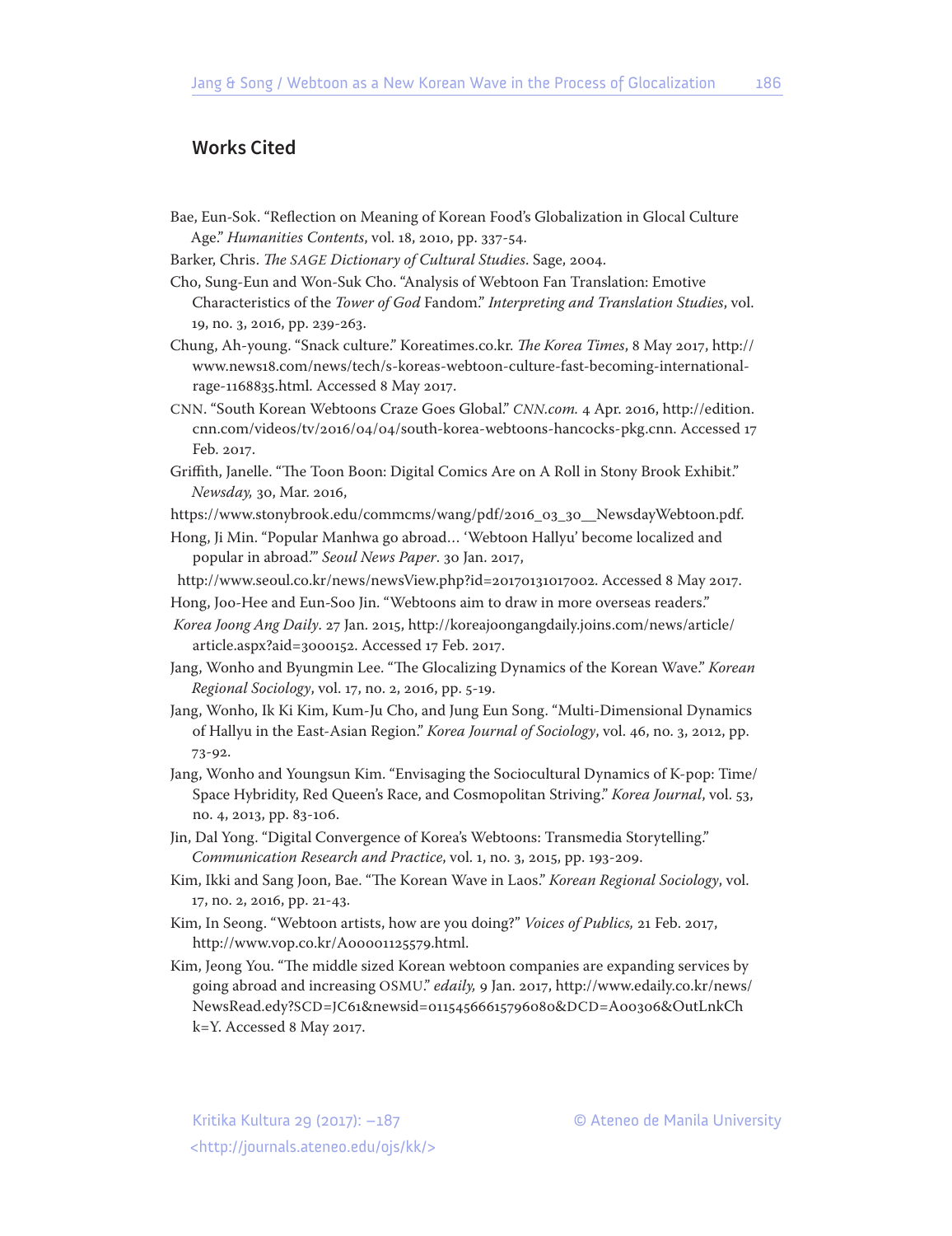## Works Cited

Bae, Eun-Sok. "Reflection on Meaning of Korean Food's Globalization in Glocal Culture Age." *Humanities Contents*, vol. 18, 2010, pp. 337-54.

Barker, Chris. *The SAGE Dictionary of Cultural Studies*. Sage, 2004.

Cho, Sung-Eun and Won-Suk Cho. "Analysis of Webtoon Fan Translation: Emotive Characteristics of the *Tower of God* Fandom." *Interpreting and Translation Studies*, vol. 19, no. 3, 2016, pp. 239-263.

Chung, Ah-young. "Snack culture." Koreatimes.co.kr. *The Korea Times*, 8 May 2017, http://www.news18.com/news/tech/s-koreas-webtoon-culture-fast-becoming-international-rage-1168835.html. Accessed 8 May 2017.

CNN. "South Korean Webtoons Craze Goes Global." *CNN.com.* 4 Apr. 2016, http://edition.cnn.com/videos/tv/2016/04/04/south-korea-webtoons-hancocks-pkg.cnn. Accessed 17 Feb. 2017.

Griffith, Janelle. "The Toon Boon: Digital Comics Are on A Roll in Stony Brook Exhibit." *Newsday,* 30, Mar. 2016,

https://www.stonybrook.edu/commcms/wang/pdf/2016_03_30__NewsdayWebtoon.pdf.

Hong, Ji Min. "Popular Manhwa go abroad… 'Webtoon Hallyu' become localized and popular in abroad.'" *Seoul News Paper*. 30 Jan. 2017,

http://www.seoul.co.kr/news/newsView.php?id=20170131017002. Accessed 8 May 2017.

Hong, Joo-Hee and Eun-Soo Jin. "Webtoons aim to draw in more overseas readers."

*Korea Joong Ang Daily*. 27 Jan. 2015, http://koreajoongangdaily.joins.com/news/article/article.aspx?aid=3000152. Accessed 17 Feb. 2017.

Jang, Wonho and Byungmin Lee. "The Glocalizing Dynamics of the Korean Wave." *Korean Regional Sociology*, vol. 17, no. 2, 2016, pp. 5-19.

Jang, Wonho, Ik Ki Kim, Kum-Ju Cho, and Jung Eun Song. "Multi-Dimensional Dynamics of Hallyu in the East-Asian Region." *Korea Journal of Sociology*, vol. 46, no. 3, 2012, pp. 73-92.

Jang, Wonho and Youngsun Kim. "Envisaging the Sociocultural Dynamics of K-pop: Time/Space Hybridity, Red Queen's Race, and Cosmopolitan Striving." *Korea Journal*, vol. 53, no. 4, 2013, pp. 83-106.

Jin, Dal Yong. "Digital Convergence of Korea's Webtoons: Transmedia Storytelling." *Communication Research and Practice*, vol. 1, no. 3, 2015, pp. 193-209.

Kim, Ikki and Sang Joon, Bae. "The Korean Wave in Laos." *Korean Regional Sociology*, vol. 17, no. 2, 2016, pp. 21-43.

Kim, In Seong. "Webtoon artists, how are you doing?" *Voices of Publics,* 21 Feb. 2017, http://www.vop.co.kr/A00001125579.html.

Kim, Jeong You. "The middle sized Korean webtoon companies are expanding services by going abroad and increasing OSMU." *edaily,* 9 Jan. 2017, http://www.edaily.co.kr/news/NewsRead.edy?SCD=JC61&newsid=01154566615796080&DCD=A00306&OutLnkChk=Y. Accessed 8 May 2017.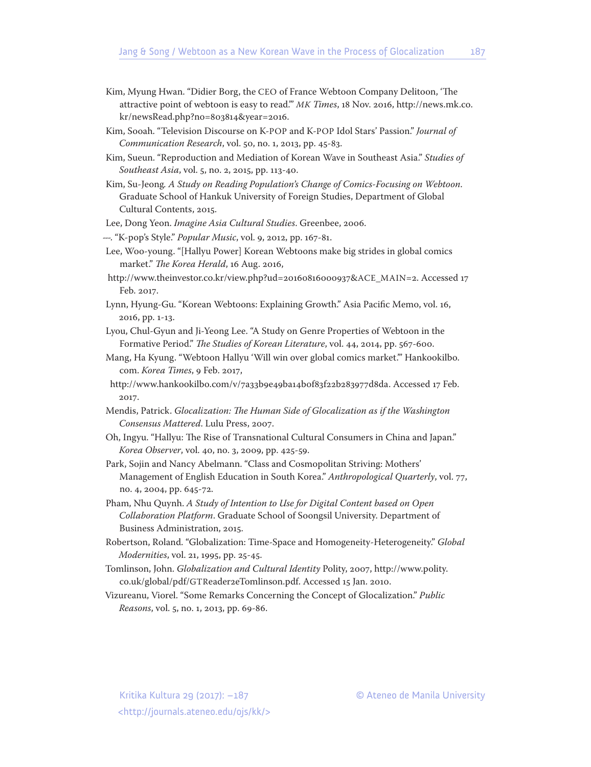Kim, Myung Hwan. "Didier Borg, the CEO of France Webtoon Company Delitoon, 'The attractive point of webtoon is easy to read.'" *MK Times*, 18 Nov. 2016, http://news.mk.co.kr/newsRead.php?no=803814&year=2016.

Kim, Sooah. "Television Discourse on K-POP and K-POP Idol Stars' Passion." *Journal of Communication Research*, vol. 50, no. 1, 2013, pp. 45-83.

Kim, Sueun. "Reproduction and Mediation of Korean Wave in Southeast Asia." *Studies of Southeast Asia*, vol. 5, no. 2, 2015, pp. 113-40.

Kim, Su-Jeong. *A Study on Reading Population's Change of Comics-Focusing on Webtoon*. Graduate School of Hankuk University of Foreign Studies, Department of Global Cultural Contents, 2015.

Lee, Dong Yeon. *Imagine Asia Cultural Studies*. Greenbee, 2006.

---. "K-pop's Style." *Popular Music*, vol. 9, 2012, pp. 167-81.

Lee, Woo-young. "[Hallyu Power] Korean Webtoons make big strides in global comics market." *The Korea Herald*, 16 Aug. 2016, http://www.theinvestor.co.kr/view.php?ud=20160816000937&ACE_MAIN=2. Accessed 17 Feb. 2017.

Lynn, Hyung-Gu. "Korean Webtoons: Explaining Growth." Asia Pacific Memo, vol. 16, 2016, pp. 1-13.

Lyou, Chul-Gyun and Ji-Yeong Lee. "A Study on Genre Properties of Webtoon in the Formative Period." *The Studies of Korean Literature*, vol. 44, 2014, pp. 567-600.

Mang, Ha Kyung. "Webtoon Hallyu 'Will win over global comics market.'" Hankookilbo.com. *Korea Times*, 9 Feb. 2017, http://www.hankookilbo.com/v/7a33b9e49ba14b0f83f22b283977d8da. Accessed 17 Feb. 2017.

Mendis, Patrick. *Glocalization: The Human Side of Glocalization as if the Washington Consensus Mattered*. Lulu Press, 2007.

Oh, Ingyu. "Hallyu: The Rise of Transnational Cultural Consumers in China and Japan." *Korea Observer*, vol. 40, no. 3, 2009, pp. 425-59.

Park, Sojin and Nancy Abelmann. "Class and Cosmopolitan Striving: Mothers' Management of English Education in South Korea." *Anthropological Quarterly*, vol. 77, no. 4, 2004, pp. 645-72.

Pham, Nhu Quynh. *A Study of Intention to Use for Digital Content based on Open Collaboration Platform*. Graduate School of Soongsil University. Department of Business Administration, 2015.

Robertson, Roland. "Globalization: Time-Space and Homogeneity-Heterogeneity." *Global Modernities*, vol. 21, 1995, pp. 25-45.

Tomlinson, John. *Globalization and Cultural Identity* Polity, 2007, http://www.polity.co.uk/global/pdf/GTReader2eTomlinson.pdf. Accessed 15 Jan. 2010.

Vizureanu, Viorel. "Some Remarks Concerning the Concept of Glocalization." *Public Reasons*, vol. 5, no. 1, 2013, pp. 69-86.